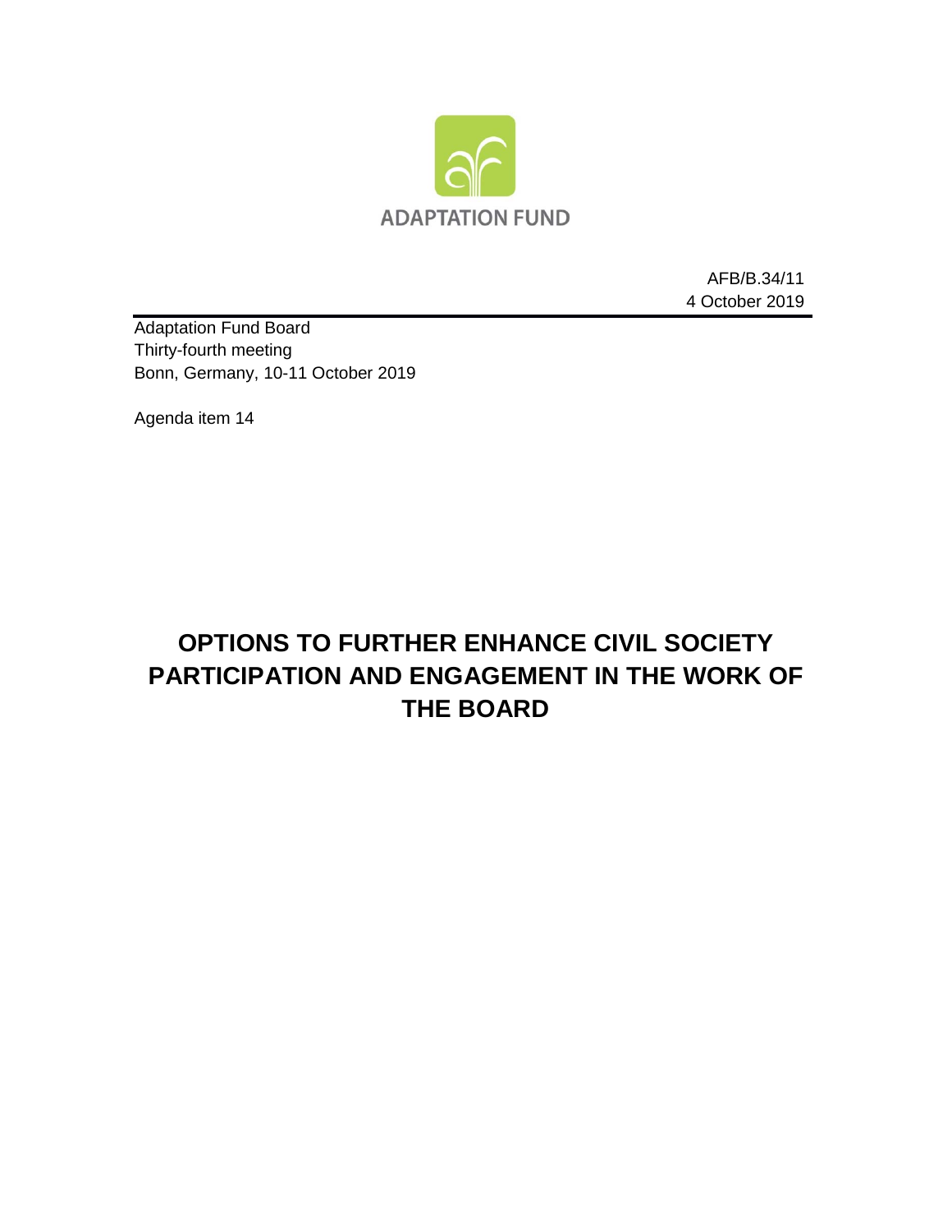ADAPTATION FUND

AFB/B.34/11
4 October 2019

Adaptation Fund Board
Thirty-fourth meeting
Bonn, Germany, 10-11 October 2019

Agenda item 14

# OPTIONS TO FURTHER ENHANCE CIVIL SOCIETY PARTICIPATION AND ENGAGEMENT IN THE WORK OF THE BOARD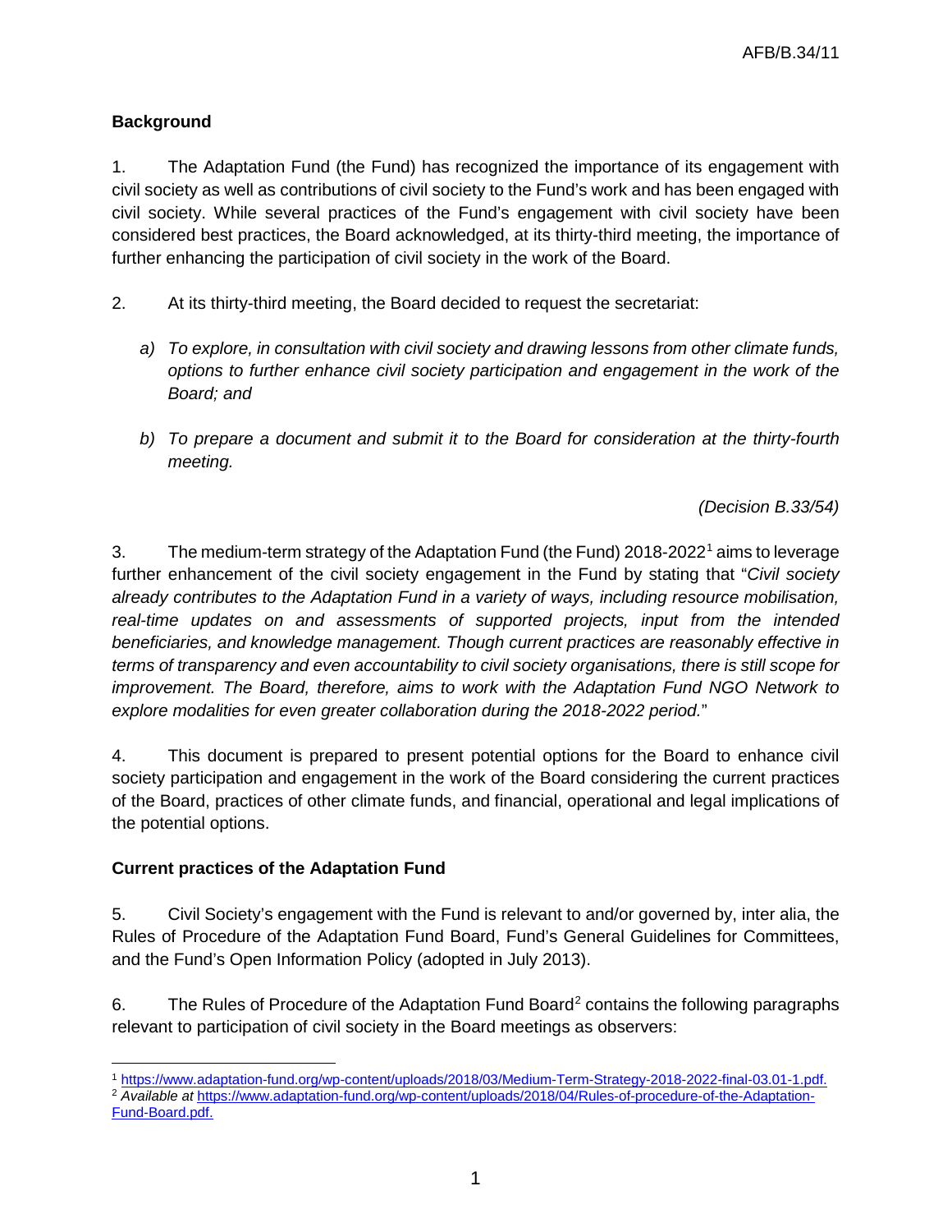## Background

1. The Adaptation Fund (the Fund) has recognized the importance of its engagement with civil society as well as contributions of civil society to the Fund's work and has been engaged with civil society. While several practices of the Fund's engagement with civil society have been considered best practices, the Board acknowledged, at its thirty-third meeting, the importance of further enhancing the participation of civil society in the work of the Board.

2. At its thirty-third meeting, the Board decided to request the secretariat:

   a) *To explore, in consultation with civil society and drawing lessons from other climate funds, options to further enhance civil society participation and engagement in the work of the Board; and*

   b) *To prepare a document and submit it to the Board for consideration at the thirty-fourth meeting.*

*(Decision B.33/54)*

3. The medium-term strategy of the Adaptation Fund (the Fund) 2018-2022[1] aims to leverage further enhancement of the civil society engagement in the Fund by stating that "*Civil society already contributes to the Adaptation Fund in a variety of ways, including resource mobilisation, real-time updates on and assessments of supported projects, input from the intended beneficiaries, and knowledge management. Though current practices are reasonably effective in terms of transparency and even accountability to civil society organisations, there is still scope for improvement. The Board, therefore, aims to work with the Adaptation Fund NGO Network to explore modalities for even greater collaboration during the 2018-2022 period.*"

4. This document is prepared to present potential options for the Board to enhance civil society participation and engagement in the work of the Board considering the current practices of the Board, practices of other climate funds, and financial, operational and legal implications of the potential options.

## Current practices of the Adaptation Fund

5. Civil Society's engagement with the Fund is relevant to and/or governed by, inter alia, the Rules of Procedure of the Adaptation Fund Board, Fund's General Guidelines for Committees, and the Fund's Open Information Policy (adopted in July 2013).

6. The Rules of Procedure of the Adaptation Fund Board[2] contains the following paragraphs relevant to participation of civil society in the Board meetings as observers:

---

[1] https://www.adaptation-fund.org/wp-content/uploads/2018/03/Medium-Term-Strategy-2018-2022-final-03.01-1.pdf.

[2] *Available at* https://www.adaptation-fund.org/wp-content/uploads/2018/04/Rules-of-procedure-of-the-Adaptation-Fund-Board.pdf.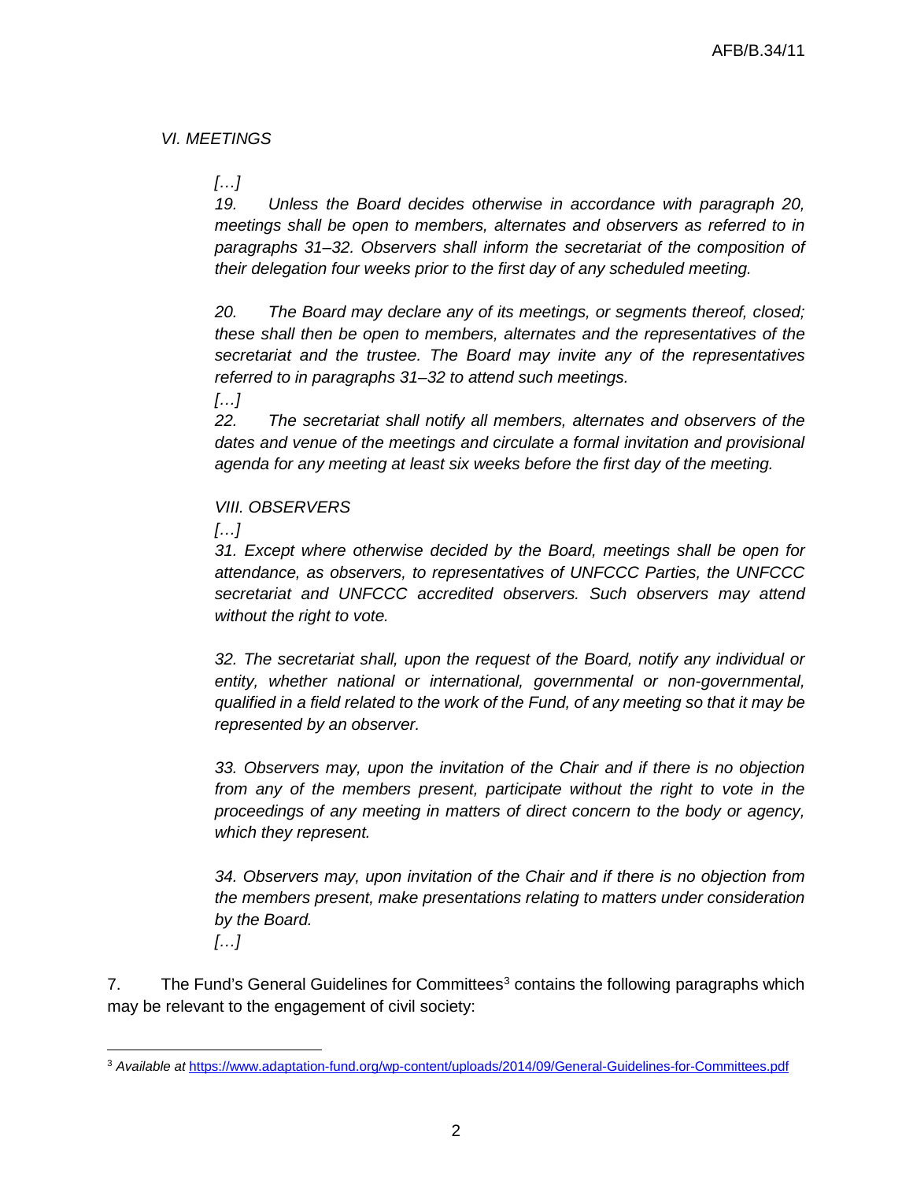*VI. MEETINGS*

> *[…]*
>
> *19. Unless the Board decides otherwise in accordance with paragraph 20, meetings shall be open to members, alternates and observers as referred to in paragraphs 31–32. Observers shall inform the secretariat of the composition of their delegation four weeks prior to the first day of any scheduled meeting.*
>
> *20. The Board may declare any of its meetings, or segments thereof, closed; these shall then be open to members, alternates and the representatives of the secretariat and the trustee. The Board may invite any of the representatives referred to in paragraphs 31–32 to attend such meetings.*
>
> *[…]*
>
> *22. The secretariat shall notify all members, alternates and observers of the dates and venue of the meetings and circulate a formal invitation and provisional agenda for any meeting at least six weeks before the first day of the meeting.*
>
> *VIII. OBSERVERS*
>
> *[…]*
>
> *31. Except where otherwise decided by the Board, meetings shall be open for attendance, as observers, to representatives of UNFCCC Parties, the UNFCCC secretariat and UNFCCC accredited observers. Such observers may attend without the right to vote.*
>
> *32. The secretariat shall, upon the request of the Board, notify any individual or entity, whether national or international, governmental or non-governmental, qualified in a field related to the work of the Fund, of any meeting so that it may be represented by an observer.*
>
> *33. Observers may, upon the invitation of the Chair and if there is no objection from any of the members present, participate without the right to vote in the proceedings of any meeting in matters of direct concern to the body or agency, which they represent.*
>
> *34. Observers may, upon invitation of the Chair and if there is no objection from the members present, make presentations relating to matters under consideration by the Board.*
>
> *[…]*

7. The Fund's General Guidelines for Committees[3] contains the following paragraphs which may be relevant to the engagement of civil society:

---

[3] *Available at* https://www.adaptation-fund.org/wp-content/uploads/2014/09/General-Guidelines-for-Committees.pdf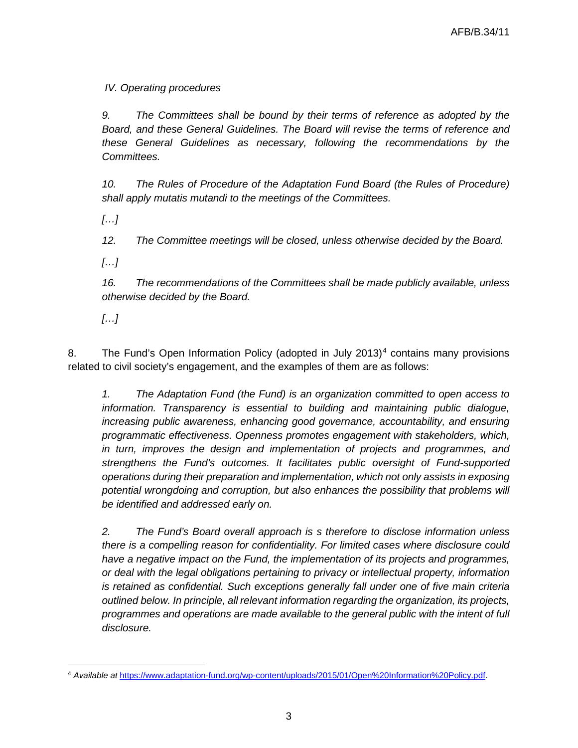*IV. Operating procedures*

> *9. The Committees shall be bound by their terms of reference as adopted by the Board, and these General Guidelines. The Board will revise the terms of reference and these General Guidelines as necessary, following the recommendations by the Committees.*
>
> *10. The Rules of Procedure of the Adaptation Fund Board (the Rules of Procedure) shall apply mutatis mutandi to the meetings of the Committees.*
>
> *[…]*
>
> *12. The Committee meetings will be closed, unless otherwise decided by the Board.*
>
> *[…]*
>
> *16. The recommendations of the Committees shall be made publicly available, unless otherwise decided by the Board.*
>
> *[…]*

8. The Fund's Open Information Policy (adopted in July 2013)[4] contains many provisions related to civil society's engagement, and the examples of them are as follows:

> *1. The Adaptation Fund (the Fund) is an organization committed to open access to information. Transparency is essential to building and maintaining public dialogue, increasing public awareness, enhancing good governance, accountability, and ensuring programmatic effectiveness. Openness promotes engagement with stakeholders, which, in turn, improves the design and implementation of projects and programmes, and strengthens the Fund's outcomes. It facilitates public oversight of Fund-supported operations during their preparation and implementation, which not only assists in exposing potential wrongdoing and corruption, but also enhances the possibility that problems will be identified and addressed early on.*
>
> *2. The Fund's Board overall approach is s therefore to disclose information unless there is a compelling reason for confidentiality. For limited cases where disclosure could have a negative impact on the Fund, the implementation of its projects and programmes, or deal with the legal obligations pertaining to privacy or intellectual property, information is retained as confidential. Such exceptions generally fall under one of five main criteria outlined below. In principle, all relevant information regarding the organization, its projects, programmes and operations are made available to the general public with the intent of full disclosure.*

---

[4] *Available at* https://www.adaptation-fund.org/wp-content/uploads/2015/01/Open%20Information%20Policy.pdf.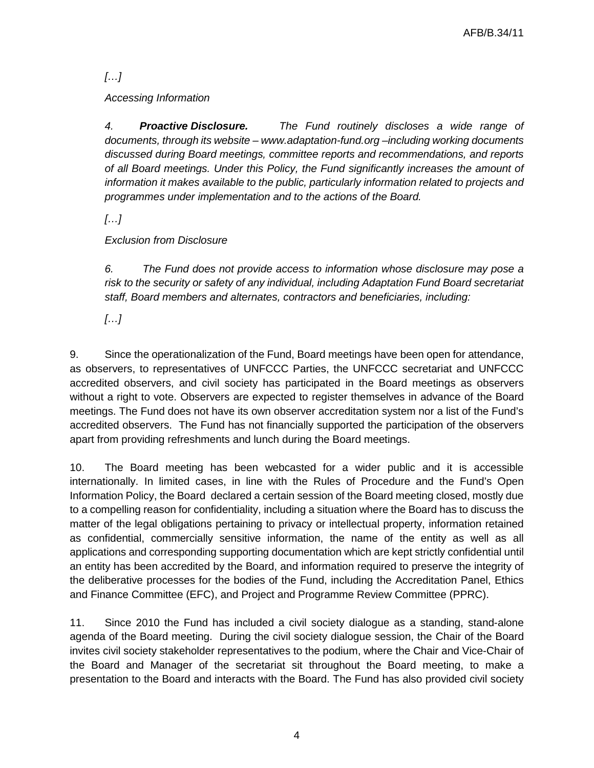*[…]*

*Accessing Information*

*4. **Proactive Disclosure.** The Fund routinely discloses a wide range of documents, through its website – www.adaptation-fund.org –including working documents discussed during Board meetings, committee reports and recommendations, and reports of all Board meetings. Under this Policy, the Fund significantly increases the amount of information it makes available to the public, particularly information related to projects and programmes under implementation and to the actions of the Board.*

*[…]*

*Exclusion from Disclosure*

*6. The Fund does not provide access to information whose disclosure may pose a risk to the security or safety of any individual, including Adaptation Fund Board secretariat staff, Board members and alternates, contractors and beneficiaries, including:*

*[…]*

9. Since the operationalization of the Fund, Board meetings have been open for attendance, as observers, to representatives of UNFCCC Parties, the UNFCCC secretariat and UNFCCC accredited observers, and civil society has participated in the Board meetings as observers without a right to vote. Observers are expected to register themselves in advance of the Board meetings. The Fund does not have its own observer accreditation system nor a list of the Fund's accredited observers. The Fund has not financially supported the participation of the observers apart from providing refreshments and lunch during the Board meetings.

10. The Board meeting has been webcasted for a wider public and it is accessible internationally. In limited cases, in line with the Rules of Procedure and the Fund's Open Information Policy, the Board declared a certain session of the Board meeting closed, mostly due to a compelling reason for confidentiality, including a situation where the Board has to discuss the matter of the legal obligations pertaining to privacy or intellectual property, information retained as confidential, commercially sensitive information, the name of the entity as well as all applications and corresponding supporting documentation which are kept strictly confidential until an entity has been accredited by the Board, and information required to preserve the integrity of the deliberative processes for the bodies of the Fund, including the Accreditation Panel, Ethics and Finance Committee (EFC), and Project and Programme Review Committee (PPRC).

11. Since 2010 the Fund has included a civil society dialogue as a standing, stand-alone agenda of the Board meeting. During the civil society dialogue session, the Chair of the Board invites civil society stakeholder representatives to the podium, where the Chair and Vice-Chair of the Board and Manager of the secretariat sit throughout the Board meeting, to make a presentation to the Board and interacts with the Board. The Fund has also provided civil society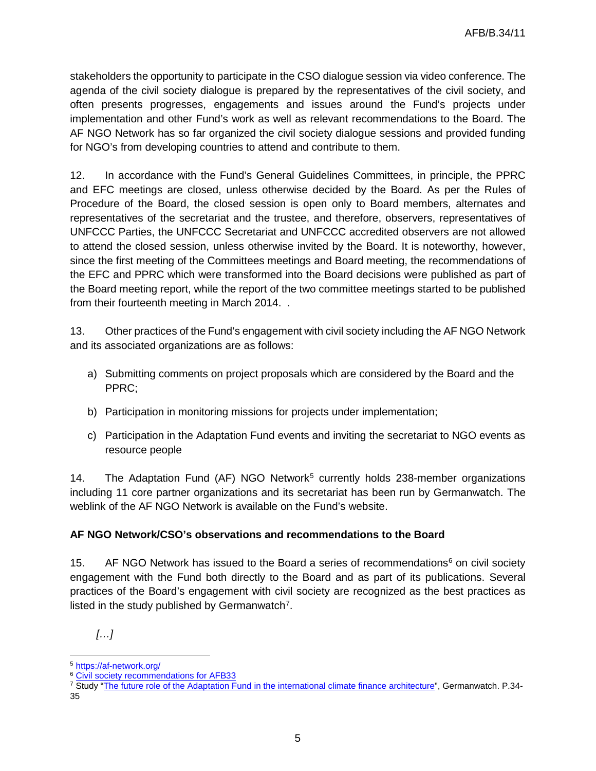stakeholders the opportunity to participate in the CSO dialogue session via video conference. The agenda of the civil society dialogue is prepared by the representatives of the civil society, and often presents progresses, engagements and issues around the Fund's projects under implementation and other Fund's work as well as relevant recommendations to the Board. The AF NGO Network has so far organized the civil society dialogue sessions and provided funding for NGO's from developing countries to attend and contribute to them.

12. In accordance with the Fund's General Guidelines Committees, in principle, the PPRC and EFC meetings are closed, unless otherwise decided by the Board. As per the Rules of Procedure of the Board, the closed session is open only to Board members, alternates and representatives of the secretariat and the trustee, and therefore, observers, representatives of UNFCCC Parties, the UNFCCC Secretariat and UNFCCC accredited observers are not allowed to attend the closed session, unless otherwise invited by the Board. It is noteworthy, however, since the first meeting of the Committees meetings and Board meeting, the recommendations of the EFC and PPRC which were transformed into the Board decisions were published as part of the Board meeting report, while the report of the two committee meetings started to be published from their fourteenth meeting in March 2014. .

13. Other practices of the Fund's engagement with civil society including the AF NGO Network and its associated organizations are as follows:

a) Submitting comments on project proposals which are considered by the Board and the PPRC;

b) Participation in monitoring missions for projects under implementation;

c) Participation in the Adaptation Fund events and inviting the secretariat to NGO events as resource people

14. The Adaptation Fund (AF) NGO Network[5] currently holds 238-member organizations including 11 core partner organizations and its secretariat has been run by Germanwatch. The weblink of the AF NGO Network is available on the Fund's website.

**AF NGO Network/CSO's observations and recommendations to the Board**

15. AF NGO Network has issued to the Board a series of recommendations[6] on civil society engagement with the Fund both directly to the Board and as part of its publications. Several practices of the Board's engagement with civil society are recognized as the best practices as listed in the study published by Germanwatch[7].

*[…]*

---

[5] https://af-network.org/

[6] Civil society recommendations for AFB33

[7] Study "The future role of the Adaptation Fund in the international climate finance architecture", Germanwatch. P.34-35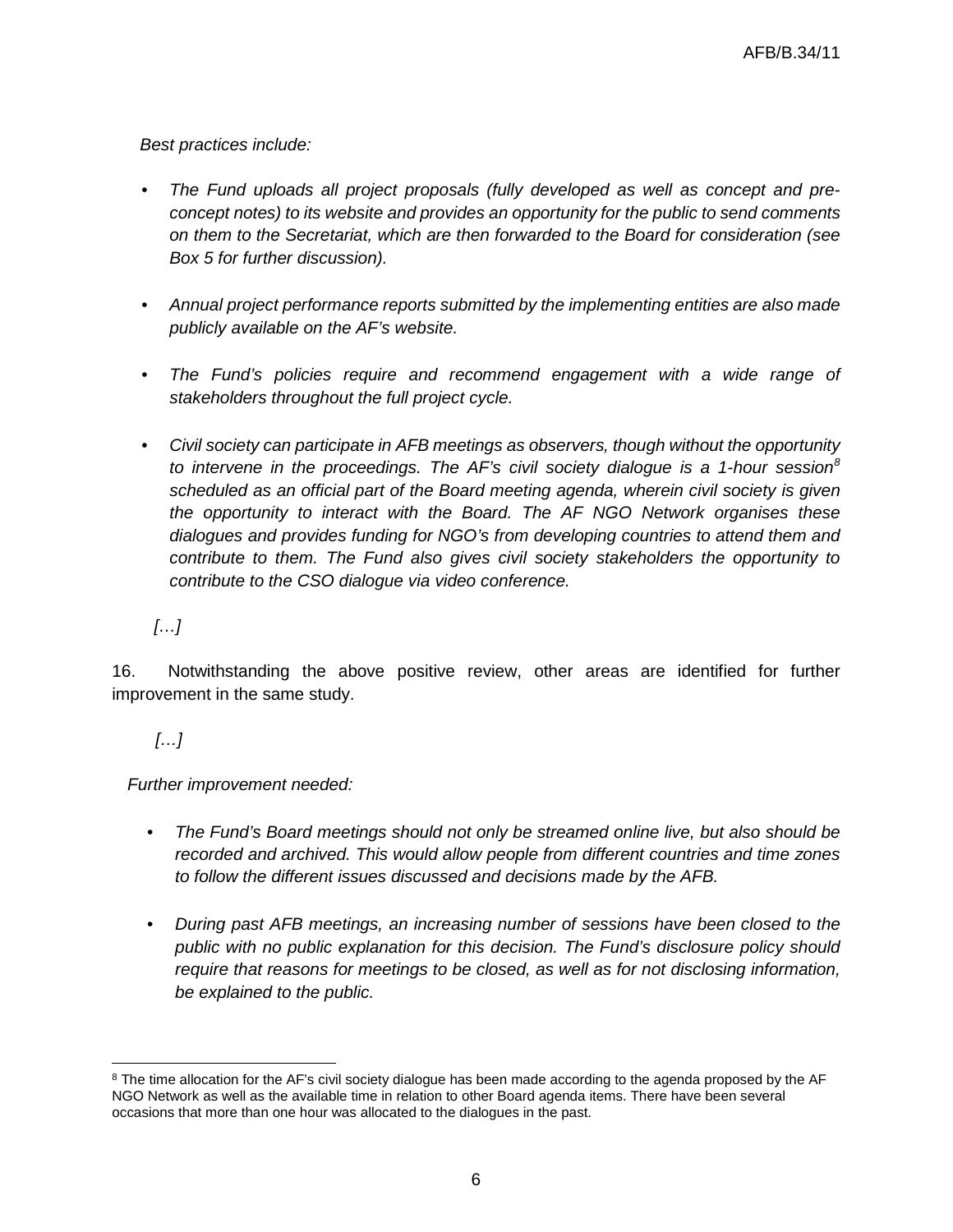*Best practices include:*

- *The Fund uploads all project proposals (fully developed as well as concept and pre-concept notes) to its website and provides an opportunity for the public to send comments on them to the Secretariat, which are then forwarded to the Board for consideration (see Box 5 for further discussion).*

- *Annual project performance reports submitted by the implementing entities are also made publicly available on the AF's website.*

- *The Fund's policies require and recommend engagement with a wide range of stakeholders throughout the full project cycle.*

- *Civil society can participate in AFB meetings as observers, though without the opportunity to intervene in the proceedings. The AF's civil society dialogue is a 1-hour session[8] scheduled as an official part of the Board meeting agenda, wherein civil society is given the opportunity to interact with the Board. The AF NGO Network organises these dialogues and provides funding for NGO's from developing countries to attend them and contribute to them. The Fund also gives civil society stakeholders the opportunity to contribute to the CSO dialogue via video conference.*

*[…]*

16. Notwithstanding the above positive review, other areas are identified for further improvement in the same study.

*[…]*

*Further improvement needed:*

- *The Fund's Board meetings should not only be streamed online live, but also should be recorded and archived. This would allow people from different countries and time zones to follow the different issues discussed and decisions made by the AFB.*

- *During past AFB meetings, an increasing number of sessions have been closed to the public with no public explanation for this decision. The Fund's disclosure policy should require that reasons for meetings to be closed, as well as for not disclosing information, be explained to the public.*

---

[8] The time allocation for the AF's civil society dialogue has been made according to the agenda proposed by the AF NGO Network as well as the available time in relation to other Board agenda items. There have been several occasions that more than one hour was allocated to the dialogues in the past.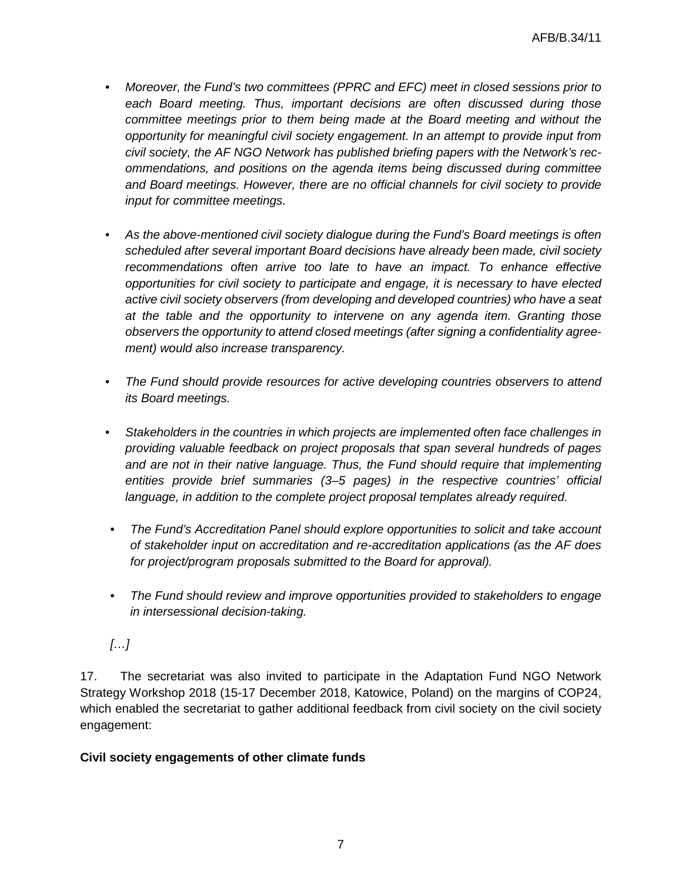- *Moreover, the Fund's two committees (PPRC and EFC) meet in closed sessions prior to each Board meeting. Thus, important decisions are often discussed during those committee meetings prior to them being made at the Board meeting and without the opportunity for meaningful civil society engagement. In an attempt to provide input from civil society, the AF NGO Network has published briefing papers with the Network's recommendations, and positions on the agenda items being discussed during committee and Board meetings. However, there are no official channels for civil society to provide input for committee meetings.*

- *As the above-mentioned civil society dialogue during the Fund's Board meetings is often scheduled after several important Board decisions have already been made, civil society recommendations often arrive too late to have an impact. To enhance effective opportunities for civil society to participate and engage, it is necessary to have elected active civil society observers (from developing and developed countries) who have a seat at the table and the opportunity to intervene on any agenda item. Granting those observers the opportunity to attend closed meetings (after signing a confidentiality agreement) would also increase transparency.*

- *The Fund should provide resources for active developing countries observers to attend its Board meetings.*

- *Stakeholders in the countries in which projects are implemented often face challenges in providing valuable feedback on project proposals that span several hundreds of pages and are not in their native language. Thus, the Fund should require that implementing entities provide brief summaries (3–5 pages) in the respective countries' official language, in addition to the complete project proposal templates already required.*

- *The Fund's Accreditation Panel should explore opportunities to solicit and take account of stakeholder input on accreditation and re-accreditation applications (as the AF does for project/program proposals submitted to the Board for approval).*

- *The Fund should review and improve opportunities provided to stakeholders to engage in intersessional decision-taking.*

*[…]*

17. The secretariat was also invited to participate in the Adaptation Fund NGO Network Strategy Workshop 2018 (15-17 December 2018, Katowice, Poland) on the margins of COP24, which enabled the secretariat to gather additional feedback from civil society on the civil society engagement:

**Civil society engagements of other climate funds**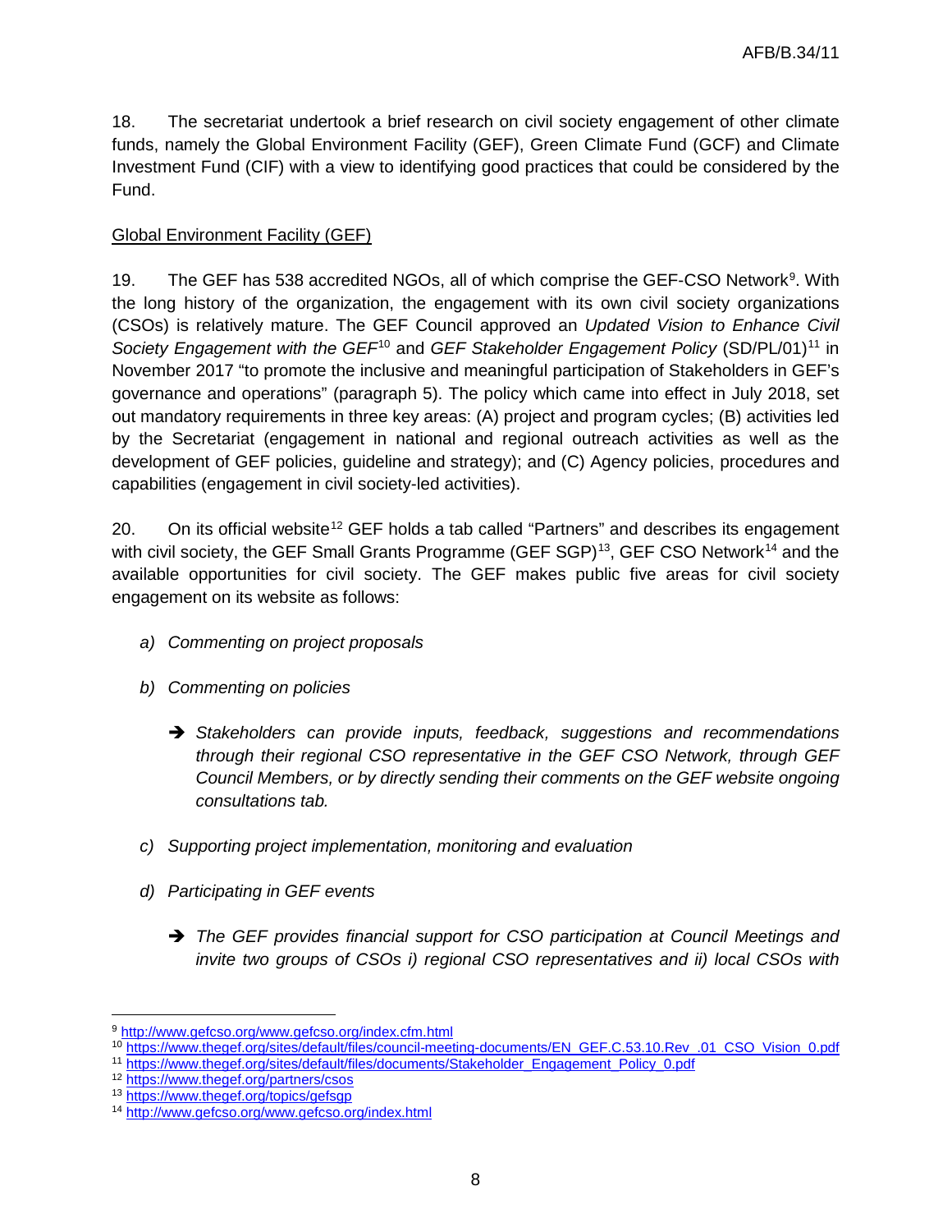18. The secretariat undertook a brief research on civil society engagement of other climate funds, namely the Global Environment Facility (GEF), Green Climate Fund (GCF) and Climate Investment Fund (CIF) with a view to identifying good practices that could be considered by the Fund.

Global Environment Facility (GEF)

19. The GEF has 538 accredited NGOs, all of which comprise the GEF-CSO Network[9]. With the long history of the organization, the engagement with its own civil society organizations (CSOs) is relatively mature. The GEF Council approved an *Updated Vision to Enhance Civil Society Engagement with the GEF*[10] and *GEF Stakeholder Engagement Policy* (SD/PL/01)[11] in November 2017 "to promote the inclusive and meaningful participation of Stakeholders in GEF's governance and operations" (paragraph 5). The policy which came into effect in July 2018, set out mandatory requirements in three key areas: (A) project and program cycles; (B) activities led by the Secretariat (engagement in national and regional outreach activities as well as the development of GEF policies, guideline and strategy); and (C) Agency policies, procedures and capabilities (engagement in civil society-led activities).

20. On its official website[12] GEF holds a tab called "Partners" and describes its engagement with civil society, the GEF Small Grants Programme (GEF SGP)[13], GEF CSO Network[14] and the available opportunities for civil society. The GEF makes public five areas for civil society engagement on its website as follows:

a) *Commenting on project proposals*

b) *Commenting on policies*

  ➔ *Stakeholders can provide inputs, feedback, suggestions and recommendations through their regional CSO representative in the GEF CSO Network, through GEF Council Members, or by directly sending their comments on the GEF website ongoing consultations tab.*

c) *Supporting project implementation, monitoring and evaluation*

d) *Participating in GEF events*

  ➔ *The GEF provides financial support for CSO participation at Council Meetings and invite two groups of CSOs i) regional CSO representatives and ii) local CSOs with*

---

[9] http://www.gefcso.org/www.gefcso.org/index.cfm.html

[10] https://www.thegef.org/sites/default/files/council-meeting-documents/EN_GEF.C.53.10.Rev_.01_CSO_Vision_0.pdf

[11] https://www.thegef.org/sites/default/files/documents/Stakeholder_Engagement_Policy_0.pdf

[12] https://www.thegef.org/partners/csos

[13] https://www.thegef.org/topics/gefsgp

[14] http://www.gefcso.org/www.gefcso.org/index.html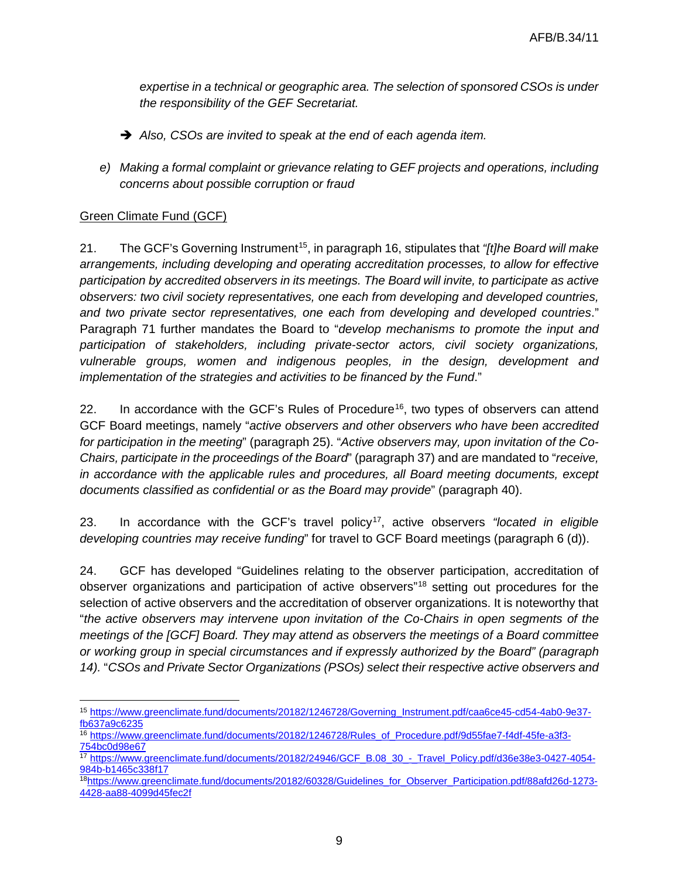*expertise in a technical or geographic area. The selection of sponsored CSOs is under the responsibility of the GEF Secretariat.*

➔ *Also, CSOs are invited to speak at the end of each agenda item.*

e) *Making a formal complaint or grievance relating to GEF projects and operations, including concerns about possible corruption or fraud*

Green Climate Fund (GCF)

21. The GCF's Governing Instrument[15], in paragraph 16, stipulates that *"[t]he Board will make arrangements, including developing and operating accreditation processes, to allow for effective participation by accredited observers in its meetings. The Board will invite, to participate as active observers: two civil society representatives, one each from developing and developed countries, and two private sector representatives, one each from developing and developed countries*." Paragraph 71 further mandates the Board to "*develop mechanisms to promote the input and participation of stakeholders, including private-sector actors, civil society organizations, vulnerable groups, women and indigenous peoples, in the design, development and implementation of the strategies and activities to be financed by the Fund*."

22. In accordance with the GCF's Rules of Procedure[16], two types of observers can attend GCF Board meetings, namely "*active observers and other observers who have been accredited for participation in the meeting*" (paragraph 25). "*Active observers may, upon invitation of the Co-Chairs, participate in the proceedings of the Board*" (paragraph 37) and are mandated to "*receive, in accordance with the applicable rules and procedures, all Board meeting documents, except documents classified as confidential or as the Board may provide*" (paragraph 40).

23. In accordance with the GCF's travel policy[17], active observers *"located in eligible developing countries may receive funding*" for travel to GCF Board meetings (paragraph 6 (d)).

24. GCF has developed "Guidelines relating to the observer participation, accreditation of observer organizations and participation of active observers"[18] setting out procedures for the selection of active observers and the accreditation of observer organizations. It is noteworthy that "*the active observers may intervene upon invitation of the Co-Chairs in open segments of the meetings of the [GCF] Board. They may attend as observers the meetings of a Board committee or working group in special circumstances and if expressly authorized by the Board" (paragraph 14).* "*CSOs and Private Sector Organizations (PSOs) select their respective active observers and*

---

[15] https://www.greenclimate.fund/documents/20182/1246728/Governing_Instrument.pdf/caa6ce45-cd54-4ab0-9e37-fb637a9c6235

[16] https://www.greenclimate.fund/documents/20182/1246728/Rules_of_Procedure.pdf/9d55fae7-f4df-45fe-a3f3-754bc0d98e67

[17] https://www.greenclimate.fund/documents/20182/24946/GCF_B.08_30_-_Travel_Policy.pdf/d36e38e3-0427-4054-984b-b1465c338f17

[18] https://www.greenclimate.fund/documents/20182/60328/Guidelines_for_Observer_Participation.pdf/88afd26d-1273-4428-aa88-4099d45fec2f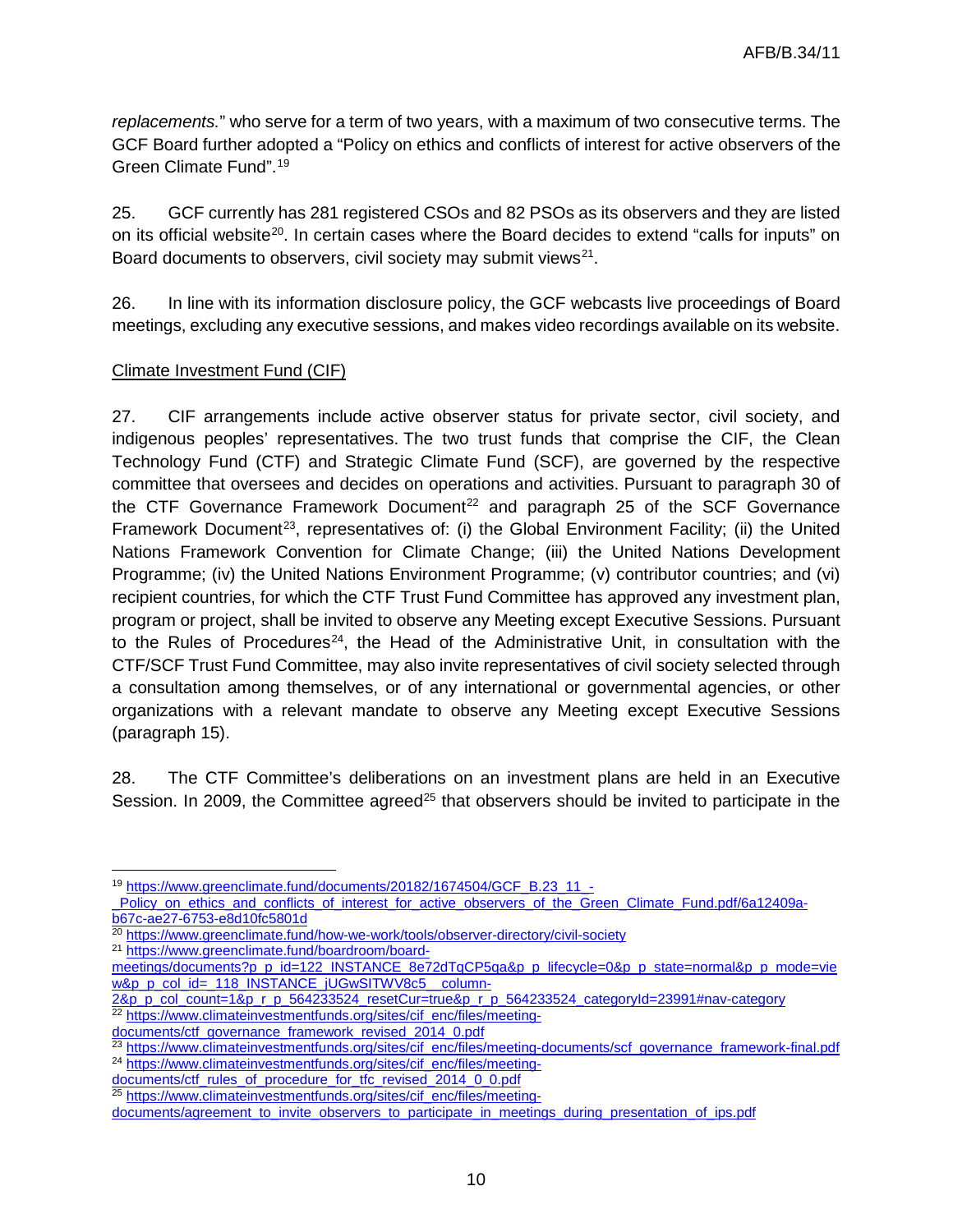*replacements.*" who serve for a term of two years, with a maximum of two consecutive terms. The GCF Board further adopted a "Policy on ethics and conflicts of interest for active observers of the Green Climate Fund".[19]

25. GCF currently has 281 registered CSOs and 82 PSOs as its observers and they are listed on its official website[20]. In certain cases where the Board decides to extend "calls for inputs" on Board documents to observers, civil society may submit views[21].

26. In line with its information disclosure policy, the GCF webcasts live proceedings of Board meetings, excluding any executive sessions, and makes video recordings available on its website.

Climate Investment Fund (CIF)

27. CIF arrangements include active observer status for private sector, civil society, and indigenous peoples' representatives. The two trust funds that comprise the CIF, the Clean Technology Fund (CTF) and Strategic Climate Fund (SCF), are governed by the respective committee that oversees and decides on operations and activities. Pursuant to paragraph 30 of the CTF Governance Framework Document[22] and paragraph 25 of the SCF Governance Framework Document[23], representatives of: (i) the Global Environment Facility; (ii) the United Nations Framework Convention for Climate Change; (iii) the United Nations Development Programme; (iv) the United Nations Environment Programme; (v) contributor countries; and (vi) recipient countries, for which the CTF Trust Fund Committee has approved any investment plan, program or project, shall be invited to observe any Meeting except Executive Sessions. Pursuant to the Rules of Procedures[24], the Head of the Administrative Unit, in consultation with the CTF/SCF Trust Fund Committee, may also invite representatives of civil society selected through a consultation among themselves, or of any international or governmental agencies, or other organizations with a relevant mandate to observe any Meeting except Executive Sessions (paragraph 15).

28. The CTF Committee's deliberations on an investment plans are held in an Executive Session. In 2009, the Committee agreed[25] that observers should be invited to participate in the

---

[19] https://www.greenclimate.fund/documents/20182/1674504/GCF_B.23_11_-_Policy_on_ethics_and_conflicts_of_interest_for_active_observers_of_the_Green_Climate_Fund.pdf/6a12409a-b67c-ae27-6753-e8d10fc5801d

[20] https://www.greenclimate.fund/how-we-work/tools/observer-directory/civil-society

[21] https://www.greenclimate.fund/boardroom/board-meetings/documents?p_p_id=122_INSTANCE_8e72dTqCP5qa&p_p_lifecycle=0&p_p_state=normal&p_p_mode=view&p_p_col_id=_118_INSTANCE_jUGwSITWV8c5__column-2&p_p_col_count=1&p_r_p_564233524_resetCur=true&p_r_p_564233524_categoryId=23991#nav-category

[22] https://www.climateinvestmentfunds.org/sites/cif_enc/files/meeting-documents/ctf_governance_framework_revised_2014_0.pdf

[23] https://www.climateinvestmentfunds.org/sites/cif_enc/files/meeting-documents/scf_governance_framework-final.pdf

[24] https://www.climateinvestmentfunds.org/sites/cif_enc/files/meeting-documents/ctf_rules_of_procedure_for_tfc_revised_2014_0_0.pdf

[25] https://www.climateinvestmentfunds.org/sites/cif_enc/files/meeting-documents/agreement_to_invite_observers_to_participate_in_meetings_during_presentation_of_ips.pdf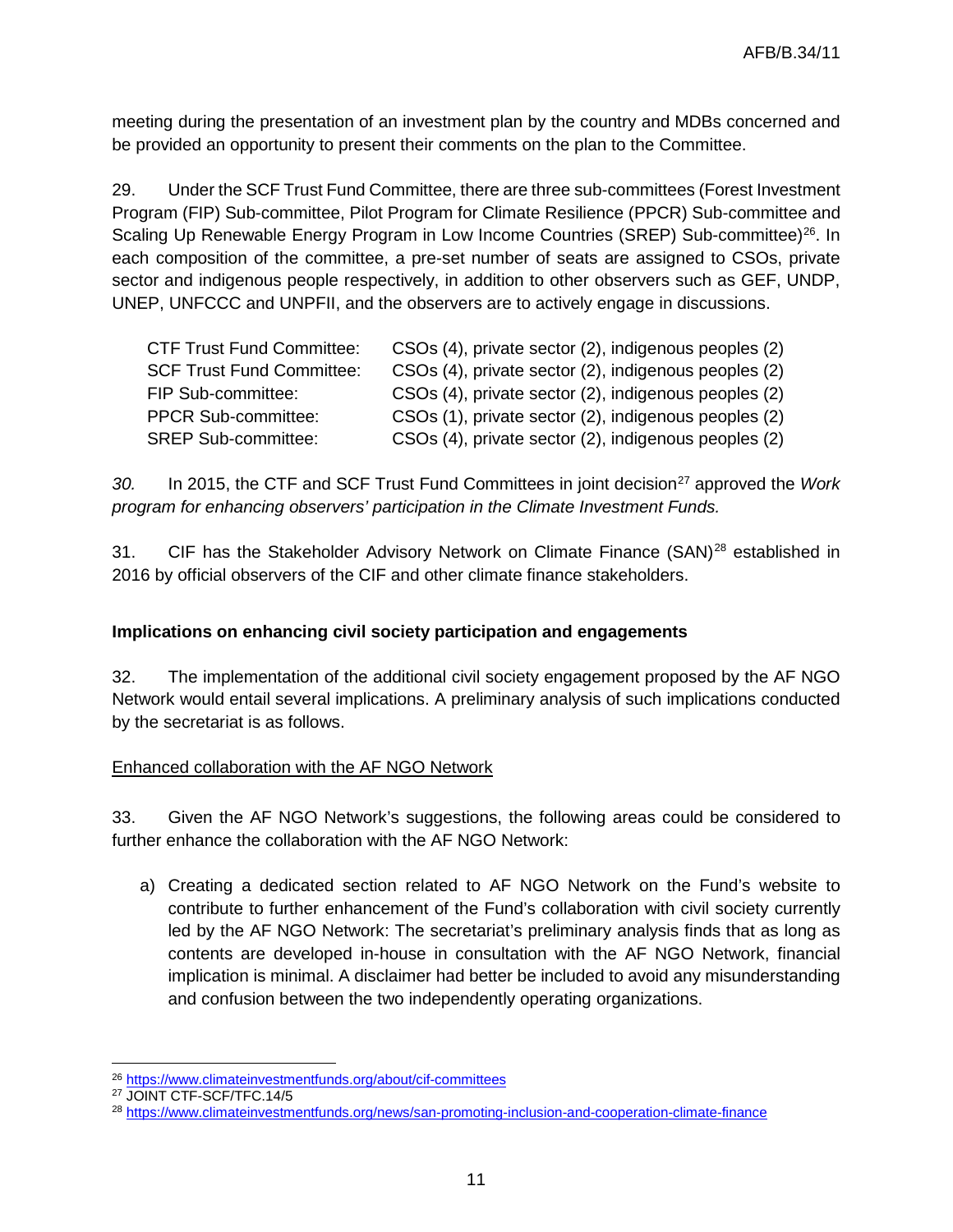meeting during the presentation of an investment plan by the country and MDBs concerned and be provided an opportunity to present their comments on the plan to the Committee.

29. Under the SCF Trust Fund Committee, there are three sub-committees (Forest Investment Program (FIP) Sub-committee, Pilot Program for Climate Resilience (PPCR) Sub-committee and Scaling Up Renewable Energy Program in Low Income Countries (SREP) Sub-committee)[26]. In each composition of the committee, a pre-set number of seats are assigned to CSOs, private sector and indigenous people respectively, in addition to other observers such as GEF, UNDP, UNEP, UNFCCC and UNPFII, and the observers are to actively engage in discussions.

| | |
|---|---|
| CTF Trust Fund Committee: | CSOs (4), private sector (2), indigenous peoples (2) |
| SCF Trust Fund Committee: | CSOs (4), private sector (2), indigenous peoples (2) |
| FIP Sub-committee: | CSOs (4), private sector (2), indigenous peoples (2) |
| PPCR Sub-committee: | CSOs (1), private sector (2), indigenous peoples (2) |
| SREP Sub-committee: | CSOs (4), private sector (2), indigenous peoples (2) |

*30.* In 2015, the CTF and SCF Trust Fund Committees in joint decision[27] approved the *Work program for enhancing observers' participation in the Climate Investment Funds.*

31. CIF has the Stakeholder Advisory Network on Climate Finance (SAN)[28] established in 2016 by official observers of the CIF and other climate finance stakeholders.

**Implications on enhancing civil society participation and engagements**

32. The implementation of the additional civil society engagement proposed by the AF NGO Network would entail several implications. A preliminary analysis of such implications conducted by the secretariat is as follows.

<u>Enhanced collaboration with the AF NGO Network</u>

33. Given the AF NGO Network's suggestions, the following areas could be considered to further enhance the collaboration with the AF NGO Network:

a) Creating a dedicated section related to AF NGO Network on the Fund's website to contribute to further enhancement of the Fund's collaboration with civil society currently led by the AF NGO Network: The secretariat's preliminary analysis finds that as long as contents are developed in-house in consultation with the AF NGO Network, financial implication is minimal. A disclaimer had better be included to avoid any misunderstanding and confusion between the two independently operating organizations.

---

[26] https://www.climateinvestmentfunds.org/about/cif-committees

[27] JOINT CTF-SCF/TFC.14/5

[28] https://www.climateinvestmentfunds.org/news/san-promoting-inclusion-and-cooperation-climate-finance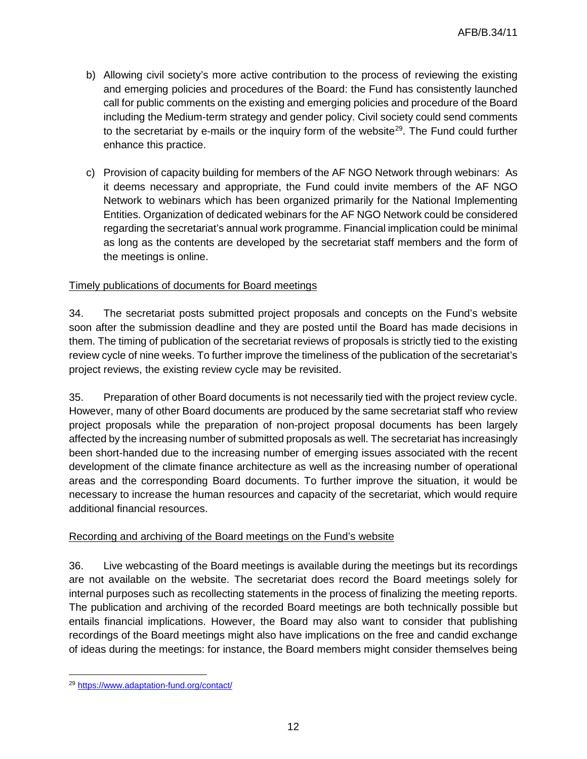b) Allowing civil society's more active contribution to the process of reviewing the existing and emerging policies and procedures of the Board: the Fund has consistently launched call for public comments on the existing and emerging policies and procedure of the Board including the Medium-term strategy and gender policy. Civil society could send comments to the secretariat by e-mails or the inquiry form of the website[29]. The Fund could further enhance this practice.

c) Provision of capacity building for members of the AF NGO Network through webinars: As it deems necessary and appropriate, the Fund could invite members of the AF NGO Network to webinars which has been organized primarily for the National Implementing Entities. Organization of dedicated webinars for the AF NGO Network could be considered regarding the secretariat's annual work programme. Financial implication could be minimal as long as the contents are developed by the secretariat staff members and the form of the meetings is online.

Timely publications of documents for Board meetings

34. The secretariat posts submitted project proposals and concepts on the Fund's website soon after the submission deadline and they are posted until the Board has made decisions in them. The timing of publication of the secretariat reviews of proposals is strictly tied to the existing review cycle of nine weeks. To further improve the timeliness of the publication of the secretariat's project reviews, the existing review cycle may be revisited.

35. Preparation of other Board documents is not necessarily tied with the project review cycle. However, many of other Board documents are produced by the same secretariat staff who review project proposals while the preparation of non-project proposal documents has been largely affected by the increasing number of submitted proposals as well. The secretariat has increasingly been short-handed due to the increasing number of emerging issues associated with the recent development of the climate finance architecture as well as the increasing number of operational areas and the corresponding Board documents. To further improve the situation, it would be necessary to increase the human resources and capacity of the secretariat, which would require additional financial resources.

Recording and archiving of the Board meetings on the Fund's website

36. Live webcasting of the Board meetings is available during the meetings but its recordings are not available on the website. The secretariat does record the Board meetings solely for internal purposes such as recollecting statements in the process of finalizing the meeting reports. The publication and archiving of the recorded Board meetings are both technically possible but entails financial implications. However, the Board may also want to consider that publishing recordings of the Board meetings might also have implications on the free and candid exchange of ideas during the meetings: for instance, the Board members might consider themselves being

[29] https://www.adaptation-fund.org/contact/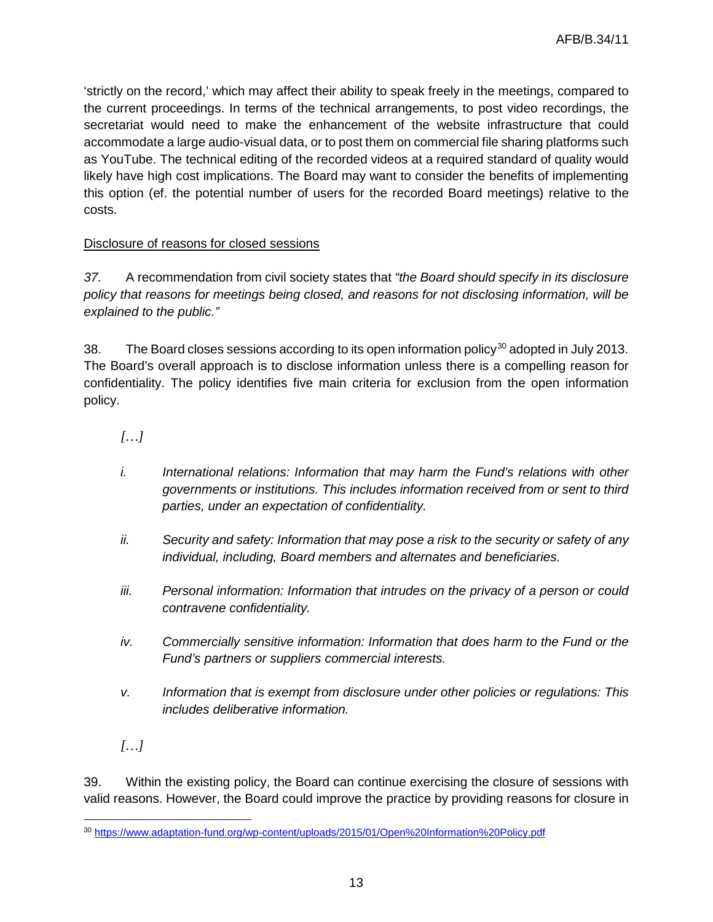'strictly on the record,' which may affect their ability to speak freely in the meetings, compared to the current proceedings. In terms of the technical arrangements, to post video recordings, the secretariat would need to make the enhancement of the website infrastructure that could accommodate a large audio-visual data, or to post them on commercial file sharing platforms such as YouTube. The technical editing of the recorded videos at a required standard of quality would likely have high cost implications. The Board may want to consider the benefits of implementing this option (ef. the potential number of users for the recorded Board meetings) relative to the costs.

<u>Disclosure of reasons for closed sessions</u>

*37.* A recommendation from civil society states that *"the Board should specify in its disclosure policy that reasons for meetings being closed, and reasons for not disclosing information, will be explained to the public."*

38. The Board closes sessions according to its open information policy[30] adopted in July 2013. The Board's overall approach is to disclose information unless there is a compelling reason for confidentiality. The policy identifies five main criteria for exclusion from the open information policy.

> *[…]*
>
> *i. International relations: Information that may harm the Fund's relations with other governments or institutions. This includes information received from or sent to third parties, under an expectation of confidentiality.*
>
> *ii. Security and safety: Information that may pose a risk to the security or safety of any individual, including, Board members and alternates and beneficiaries.*
>
> *iii. Personal information: Information that intrudes on the privacy of a person or could contravene confidentiality.*
>
> *iv. Commercially sensitive information: Information that does harm to the Fund or the Fund's partners or suppliers commercial interests.*
>
> *v. Information that is exempt from disclosure under other policies or regulations: This includes deliberative information.*
>
> *[…]*

39. Within the existing policy, the Board can continue exercising the closure of sessions with valid reasons. However, the Board could improve the practice by providing reasons for closure in

[30] https://www.adaptation-fund.org/wp-content/uploads/2015/01/Open%20Information%20Policy.pdf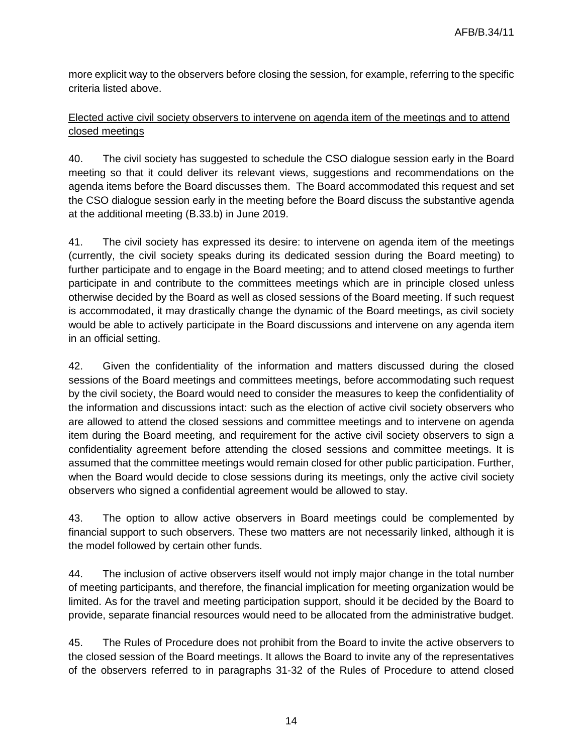more explicit way to the observers before closing the session, for example, referring to the specific criteria listed above.

<u>Elected active civil society observers to intervene on agenda item of the meetings and to attend closed meetings</u>

40. The civil society has suggested to schedule the CSO dialogue session early in the Board meeting so that it could deliver its relevant views, suggestions and recommendations on the agenda items before the Board discusses them. The Board accommodated this request and set the CSO dialogue session early in the meeting before the Board discuss the substantive agenda at the additional meeting (B.33.b) in June 2019.

41. The civil society has expressed its desire: to intervene on agenda item of the meetings (currently, the civil society speaks during its dedicated session during the Board meeting) to further participate and to engage in the Board meeting; and to attend closed meetings to further participate in and contribute to the committees meetings which are in principle closed unless otherwise decided by the Board as well as closed sessions of the Board meeting. If such request is accommodated, it may drastically change the dynamic of the Board meetings, as civil society would be able to actively participate in the Board discussions and intervene on any agenda item in an official setting.

42. Given the confidentiality of the information and matters discussed during the closed sessions of the Board meetings and committees meetings, before accommodating such request by the civil society, the Board would need to consider the measures to keep the confidentiality of the information and discussions intact: such as the election of active civil society observers who are allowed to attend the closed sessions and committee meetings and to intervene on agenda item during the Board meeting, and requirement for the active civil society observers to sign a confidentiality agreement before attending the closed sessions and committee meetings. It is assumed that the committee meetings would remain closed for other public participation. Further, when the Board would decide to close sessions during its meetings, only the active civil society observers who signed a confidential agreement would be allowed to stay.

43. The option to allow active observers in Board meetings could be complemented by financial support to such observers. These two matters are not necessarily linked, although it is the model followed by certain other funds.

44. The inclusion of active observers itself would not imply major change in the total number of meeting participants, and therefore, the financial implication for meeting organization would be limited. As for the travel and meeting participation support, should it be decided by the Board to provide, separate financial resources would need to be allocated from the administrative budget.

45. The Rules of Procedure does not prohibit from the Board to invite the active observers to the closed session of the Board meetings. It allows the Board to invite any of the representatives of the observers referred to in paragraphs 31-32 of the Rules of Procedure to attend closed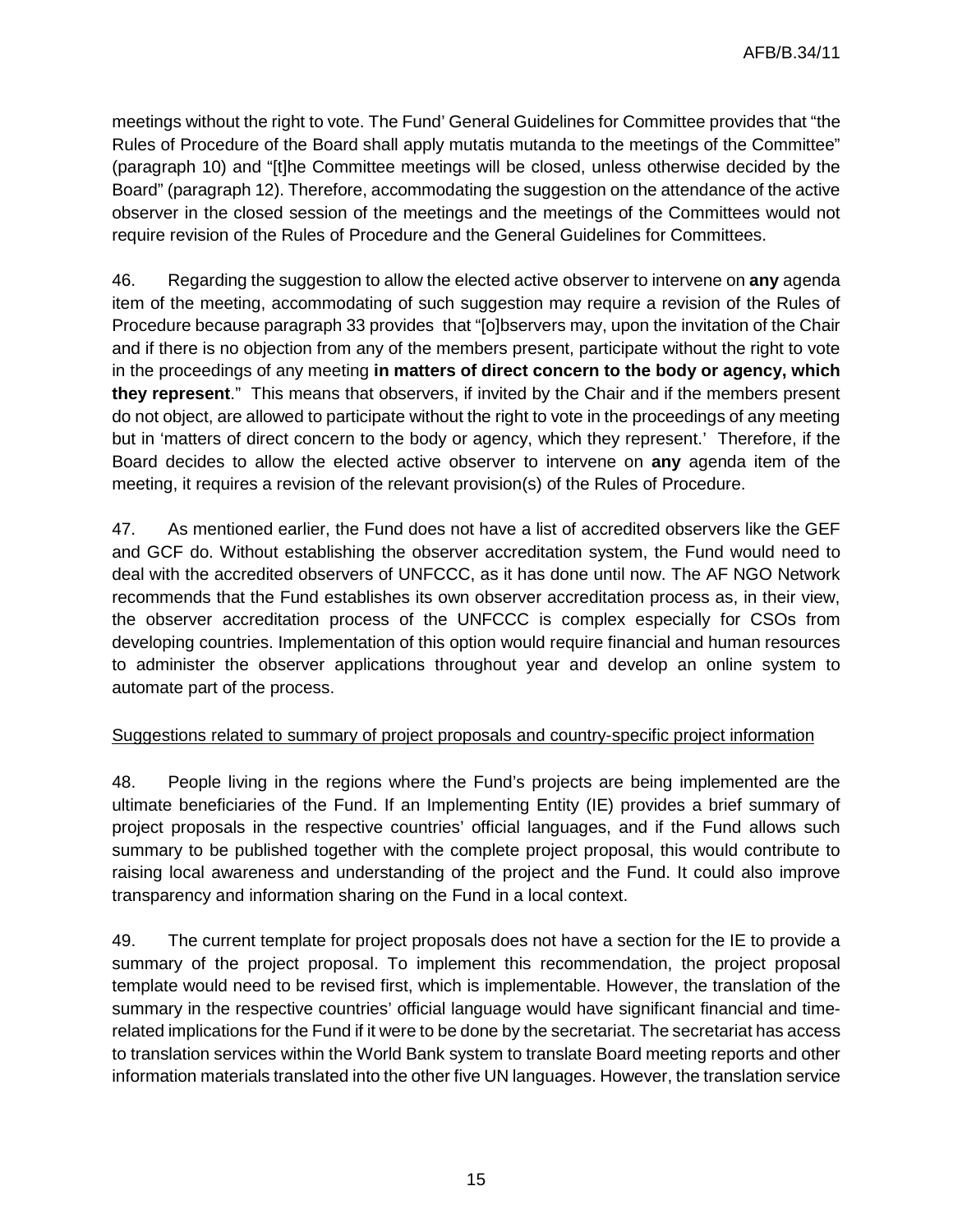meetings without the right to vote. The Fund' General Guidelines for Committee provides that "the Rules of Procedure of the Board shall apply mutatis mutanda to the meetings of the Committee" (paragraph 10) and "[t]he Committee meetings will be closed, unless otherwise decided by the Board" (paragraph 12). Therefore, accommodating the suggestion on the attendance of the active observer in the closed session of the meetings and the meetings of the Committees would not require revision of the Rules of Procedure and the General Guidelines for Committees.

46. Regarding the suggestion to allow the elected active observer to intervene on **any** agenda item of the meeting, accommodating of such suggestion may require a revision of the Rules of Procedure because paragraph 33 provides that "[o]bservers may, upon the invitation of the Chair and if there is no objection from any of the members present, participate without the right to vote in the proceedings of any meeting **in matters of direct concern to the body or agency, which they represent**." This means that observers, if invited by the Chair and if the members present do not object, are allowed to participate without the right to vote in the proceedings of any meeting but in 'matters of direct concern to the body or agency, which they represent.' Therefore, if the Board decides to allow the elected active observer to intervene on **any** agenda item of the meeting, it requires a revision of the relevant provision(s) of the Rules of Procedure.

47. As mentioned earlier, the Fund does not have a list of accredited observers like the GEF and GCF do. Without establishing the observer accreditation system, the Fund would need to deal with the accredited observers of UNFCCC, as it has done until now. The AF NGO Network recommends that the Fund establishes its own observer accreditation process as, in their view, the observer accreditation process of the UNFCCC is complex especially for CSOs from developing countries. Implementation of this option would require financial and human resources to administer the observer applications throughout year and develop an online system to automate part of the process.

Suggestions related to summary of project proposals and country-specific project information

48. People living in the regions where the Fund's projects are being implemented are the ultimate beneficiaries of the Fund. If an Implementing Entity (IE) provides a brief summary of project proposals in the respective countries' official languages, and if the Fund allows such summary to be published together with the complete project proposal, this would contribute to raising local awareness and understanding of the project and the Fund. It could also improve transparency and information sharing on the Fund in a local context.

49. The current template for project proposals does not have a section for the IE to provide a summary of the project proposal. To implement this recommendation, the project proposal template would need to be revised first, which is implementable. However, the translation of the summary in the respective countries' official language would have significant financial and time-related implications for the Fund if it were to be done by the secretariat. The secretariat has access to translation services within the World Bank system to translate Board meeting reports and other information materials translated into the other five UN languages. However, the translation service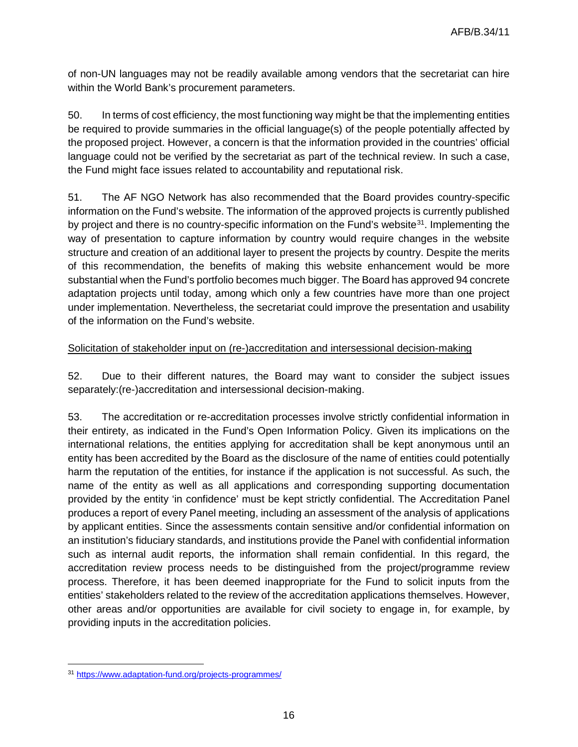of non-UN languages may not be readily available among vendors that the secretariat can hire within the World Bank's procurement parameters.

50. In terms of cost efficiency, the most functioning way might be that the implementing entities be required to provide summaries in the official language(s) of the people potentially affected by the proposed project. However, a concern is that the information provided in the countries' official language could not be verified by the secretariat as part of the technical review. In such a case, the Fund might face issues related to accountability and reputational risk.

51. The AF NGO Network has also recommended that the Board provides country-specific information on the Fund's website. The information of the approved projects is currently published by project and there is no country-specific information on the Fund's website[31]. Implementing the way of presentation to capture information by country would require changes in the website structure and creation of an additional layer to present the projects by country. Despite the merits of this recommendation, the benefits of making this website enhancement would be more substantial when the Fund's portfolio becomes much bigger. The Board has approved 94 concrete adaptation projects until today, among which only a few countries have more than one project under implementation. Nevertheless, the secretariat could improve the presentation and usability of the information on the Fund's website.

Solicitation of stakeholder input on (re-)accreditation and intersessional decision-making

52. Due to their different natures, the Board may want to consider the subject issues separately:(re-)accreditation and intersessional decision-making.

53. The accreditation or re-accreditation processes involve strictly confidential information in their entirety, as indicated in the Fund's Open Information Policy. Given its implications on the international relations, the entities applying for accreditation shall be kept anonymous until an entity has been accredited by the Board as the disclosure of the name of entities could potentially harm the reputation of the entities, for instance if the application is not successful. As such, the name of the entity as well as all applications and corresponding supporting documentation provided by the entity 'in confidence' must be kept strictly confidential. The Accreditation Panel produces a report of every Panel meeting, including an assessment of the analysis of applications by applicant entities. Since the assessments contain sensitive and/or confidential information on an institution's fiduciary standards, and institutions provide the Panel with confidential information such as internal audit reports, the information shall remain confidential. In this regard, the accreditation review process needs to be distinguished from the project/programme review process. Therefore, it has been deemed inappropriate for the Fund to solicit inputs from the entities' stakeholders related to the review of the accreditation applications themselves. However, other areas and/or opportunities are available for civil society to engage in, for example, by providing inputs in the accreditation policies.

[31] https://www.adaptation-fund.org/projects-programmes/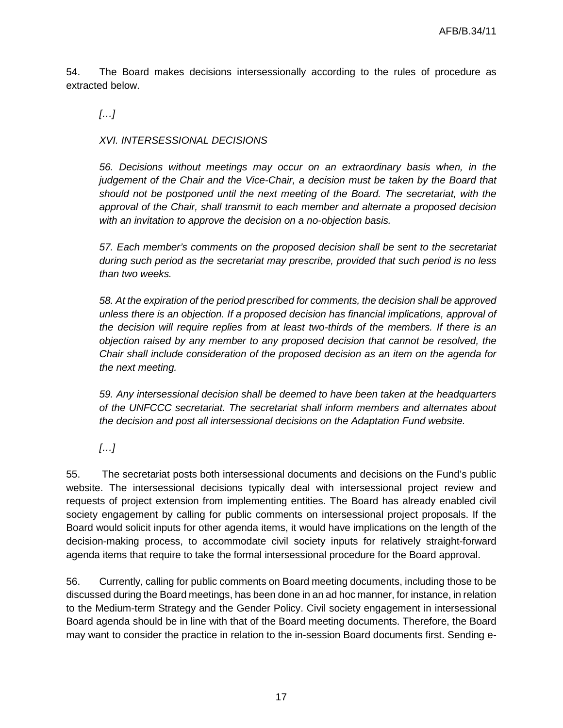54. The Board makes decisions intersessionally according to the rules of procedure as extracted below.

> *[…]*
>
> *XVI. INTERSESSIONAL DECISIONS*
>
> *56. Decisions without meetings may occur on an extraordinary basis when, in the judgement of the Chair and the Vice-Chair, a decision must be taken by the Board that should not be postponed until the next meeting of the Board. The secretariat, with the approval of the Chair, shall transmit to each member and alternate a proposed decision with an invitation to approve the decision on a no-objection basis.*
>
> *57. Each member's comments on the proposed decision shall be sent to the secretariat during such period as the secretariat may prescribe, provided that such period is no less than two weeks.*
>
> *58. At the expiration of the period prescribed for comments, the decision shall be approved unless there is an objection. If a proposed decision has financial implications, approval of the decision will require replies from at least two-thirds of the members. If there is an objection raised by any member to any proposed decision that cannot be resolved, the Chair shall include consideration of the proposed decision as an item on the agenda for the next meeting.*
>
> *59. Any intersessional decision shall be deemed to have been taken at the headquarters of the UNFCCC secretariat. The secretariat shall inform members and alternates about the decision and post all intersessional decisions on the Adaptation Fund website.*
>
> *[…]*

55. The secretariat posts both intersessional documents and decisions on the Fund's public website. The intersessional decisions typically deal with intersessional project review and requests of project extension from implementing entities. The Board has already enabled civil society engagement by calling for public comments on intersessional project proposals. If the Board would solicit inputs for other agenda items, it would have implications on the length of the decision-making process, to accommodate civil society inputs for relatively straight-forward agenda items that require to take the formal intersessional procedure for the Board approval.

56. Currently, calling for public comments on Board meeting documents, including those to be discussed during the Board meetings, has been done in an ad hoc manner, for instance, in relation to the Medium-term Strategy and the Gender Policy. Civil society engagement in intersessional Board agenda should be in line with that of the Board meeting documents. Therefore, the Board may want to consider the practice in relation to the in-session Board documents first. Sending e-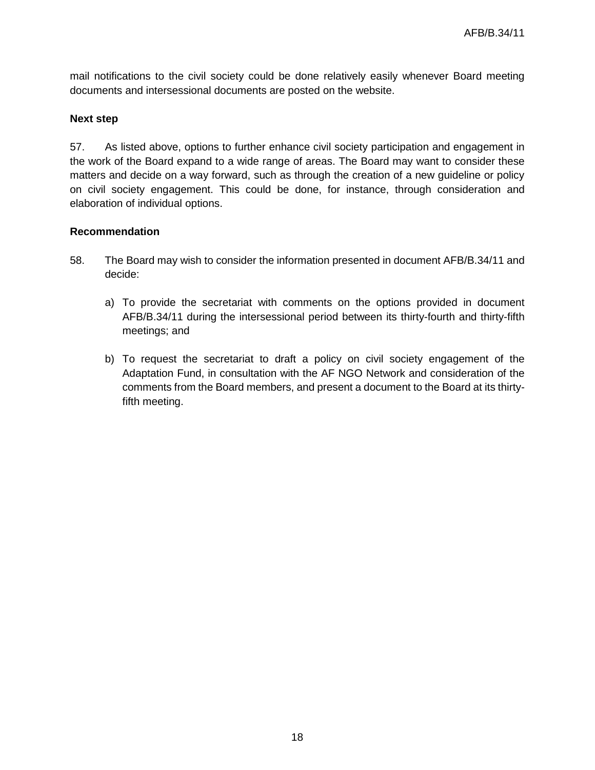mail notifications to the civil society could be done relatively easily whenever Board meeting documents and intersessional documents are posted on the website.

**Next step**

57. As listed above, options to further enhance civil society participation and engagement in the work of the Board expand to a wide range of areas. The Board may want to consider these matters and decide on a way forward, such as through the creation of a new guideline or policy on civil society engagement. This could be done, for instance, through consideration and elaboration of individual options.

**Recommendation**

58. The Board may wish to consider the information presented in document AFB/B.34/11 and decide:

a) To provide the secretariat with comments on the options provided in document AFB/B.34/11 during the intersessional period between its thirty-fourth and thirty-fifth meetings; and

b) To request the secretariat to draft a policy on civil society engagement of the Adaptation Fund, in consultation with the AF NGO Network and consideration of the comments from the Board members, and present a document to the Board at its thirty-fifth meeting.